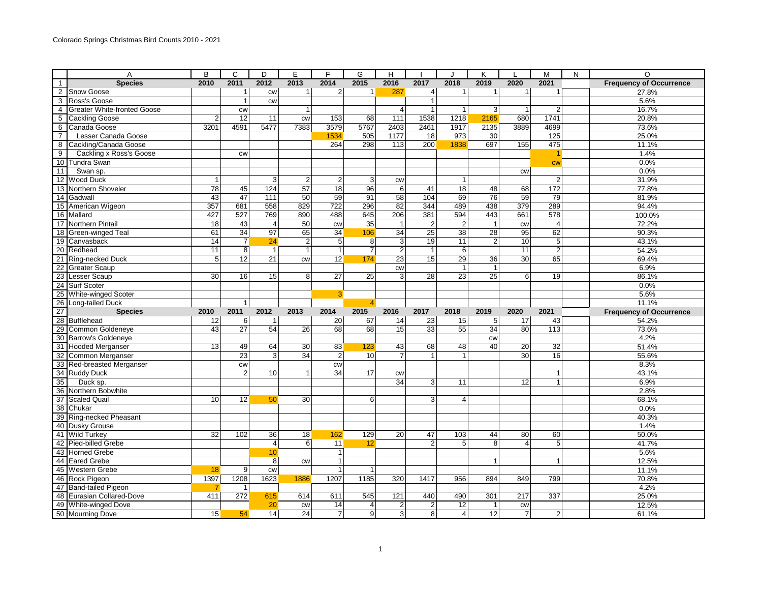Colorado Springs Christmas Bird Counts 2010 - 2021

| | A | B | C | D | E | F | G | H | I | J | K | L | M | N | O |
|---|---|---|---|---|---|---|---|---|---|---|---|---|---|---|---|
| 1 | **Species** | **2010** | **2011** | **2012** | **2013** | **2014** | **2015** | **2016** | **2017** | **2018** | **2019** | **2020** | **2021** | | **Frequency of Occurrence** |
| 2 | Snow Goose | | 1 | cw | 1 | 2 | 1 | 287 | 4 | 1 | 1 | 1 | 1 | | 27.8% |
| 3 | Ross's Goose | | 1 | cw | | | | | 1 | | | | | | 5.6% |
| 4 | Greater White-fronted Goose | | cw | | 1 | | | 4 | 1 | 1 | 3 | 1 | 2 | | 16.7% |
| 5 | Cackling Goose | 2 | 12 | 11 | cw | 153 | 68 | 111 | 1538 | 1218 | 2165 | 680 | 1741 | | 20.8% |
| 6 | Canada Goose | 3201 | 4591 | 5477 | 7383 | 3579 | 5767 | 2403 | 2461 | 1917 | 2135 | 3889 | 4699 | | 73.6% |
| 7 | Lesser Canada Goose | | | | | 1534 | 505 | 1177 | 18 | 973 | 30 | | 125 | | 25.0% |
| 8 | Cackling/Canada Goose | | | | | 264 | 298 | 113 | 200 | 1838 | 697 | 155 | 475 | | 11.1% |
| 9 | Cackling x Ross's Goose | | cw | | | | | | | | | | 1 | | 1.4% |
| 10 | Tundra Swan | | | | | | | | | | | | cw | | 0.0% |
| 11 | Swan sp. | | | | | | | | | | | cw | | | 0.0% |
| 12 | Wood Duck | 1 | | 3 | 2 | 2 | 3 | cw | | 1 | | | 2 | | 31.9% |
| 13 | Northern Shoveler | 78 | 45 | 124 | 57 | 18 | 96 | 6 | 41 | 18 | 48 | 68 | 172 | | 77.8% |
| 14 | Gadwall | 43 | 47 | 111 | 50 | 59 | 91 | 58 | 104 | 69 | 76 | 59 | 79 | | 81.9% |
| 15 | American Wigeon | 357 | 681 | 558 | 829 | 722 | 296 | 82 | 344 | 489 | 438 | 379 | 289 | | 94.4% |
| 16 | Mallard | 427 | 527 | 769 | 890 | 488 | 645 | 206 | 381 | 594 | 443 | 661 | 578 | | 100.0% |
| 17 | Northern Pintail | 18 | 43 | 4 | 50 | cw | 35 | 1 | 2 | 2 | 1 | cw | 4 | | 72.2% |
| 18 | Green-winged Teal | 61 | 34 | 97 | 65 | 34 | 106 | 34 | 25 | 38 | 28 | 95 | 62 | | 90.3% |
| 19 | Canvasback | 14 | 7 | 24 | 2 | 5 | 8 | 3 | 19 | 11 | 2 | 10 | 5 | | 43.1% |
| 20 | Redhead | 11 | 8 | 1 | 1 | 1 | 7 | 2 | 1 | 6 | | 11 | 2 | | 54.2% |
| 21 | Ring-necked Duck | 5 | 12 | 21 | cw | 12 | 174 | 23 | 15 | 29 | 36 | 30 | 65 | | 69.4% |
| 22 | Greater Scaup | | | | | | | cw | | 1 | 1 | | | | 6.9% |
| 23 | Lesser Scaup | 30 | 16 | 15 | 8 | 27 | 25 | 3 | 28 | 23 | 25 | 6 | 19 | | 86.1% |
| 24 | Surf Scoter | | | | | | | | | | | | | | 0.0% |
| 25 | White-winged Scoter | | | | | 3 | | | | | | | | | 5.6% |
| 26 | Long-tailed Duck | | 1 | | | | 4 | | | | | | | | 11.1% |
| 27 | **Species** | **2010** | **2011** | **2012** | **2013** | **2014** | **2015** | **2016** | **2017** | **2018** | **2019** | **2020** | **2021** | | **Frequency of Occurrence** |
| 28 | Bufflehead | 12 | 6 | 1 | | 20 | 67 | 14 | 23 | 15 | 5 | 17 | 43 | | 54.2% |
| 29 | Common Goldeneye | 43 | 27 | 54 | 26 | 68 | 68 | 15 | 33 | 55 | 34 | 80 | 113 | | 73.6% |
| 30 | Barrow's Goldeneye | | | | | | | | | | cw | | | | 4.2% |
| 31 | Hooded Merganser | 13 | 49 | 64 | 30 | 83 | 123 | 43 | 68 | 48 | 40 | 20 | 32 | | 51.4% |
| 32 | Common Merganser | | 23 | 3 | 34 | 2 | 10 | 7 | 1 | 1 | | 30 | 16 | | 55.6% |
| 33 | Red-breasted Merganser | | cw | | | cw | | | | | | | | | 8.3% |
| 34 | Ruddy Duck | | 2 | 10 | 1 | 34 | 17 | cw | | | | | 1 | | 43.1% |
| 35 | Duck sp. | | | | | | | 34 | 3 | 11 | | 12 | 1 | | 6.9% |
| 36 | Northern Bobwhite | | | | | | | | | | | | | | 2.8% |
| 37 | Scaled Quail | 10 | 12 | 50 | 30 | | 6 | | 3 | 4 | | | | | 68.1% |
| 38 | Chukar | | | | | | | | | | | | | | 0.0% |
| 39 | Ring-necked Pheasant | | | | | | | | | | | | | | 40.3% |
| 40 | Dusky Grouse | | | | | | | | | | | | | | 1.4% |
| 41 | Wild Turkey | 32 | 102 | 36 | 18 | 162 | 129 | 20 | 47 | 103 | 44 | 80 | 60 | | 50.0% |
| 42 | Pied-billed Grebe | | | 4 | 6 | 11 | 12 | | 2 | 5 | 8 | 4 | 5 | | 41.7% |
| 43 | Horned Grebe | | | 10 | | 1 | | | | | | | | | 5.6% |
| 44 | Eared Grebe | | | 8 | cw | 1 | | | | | 1 | | 1 | | 12.5% |
| 45 | Western Grebe | 18 | 9 | cw | | 1 | 1 | | | | | | | | 11.1% |
| 46 | Rock Pigeon | 1397 | 1208 | 1623 | 1886 | 1207 | 1185 | 320 | 1417 | 956 | 894 | 849 | 799 | | 70.8% |
| 47 | Band-tailed Pigeon | 7 | 1 | | | | | | | | | | | | 4.2% |
| 48 | Eurasian Collared-Dove | 411 | 272 | 615 | 614 | 611 | 545 | 121 | 440 | 490 | 301 | 217 | 337 | | 25.0% |
| 49 | White-winged Dove | | | 20 | cw | 14 | 4 | 2 | 2 | 12 | 1 | cw | | | 12.5% |
| 50 | Mourning Dove | 15 | 54 | 14 | 24 | 7 | 9 | 3 | 8 | 4 | 12 | 7 | 2 | | 61.1% |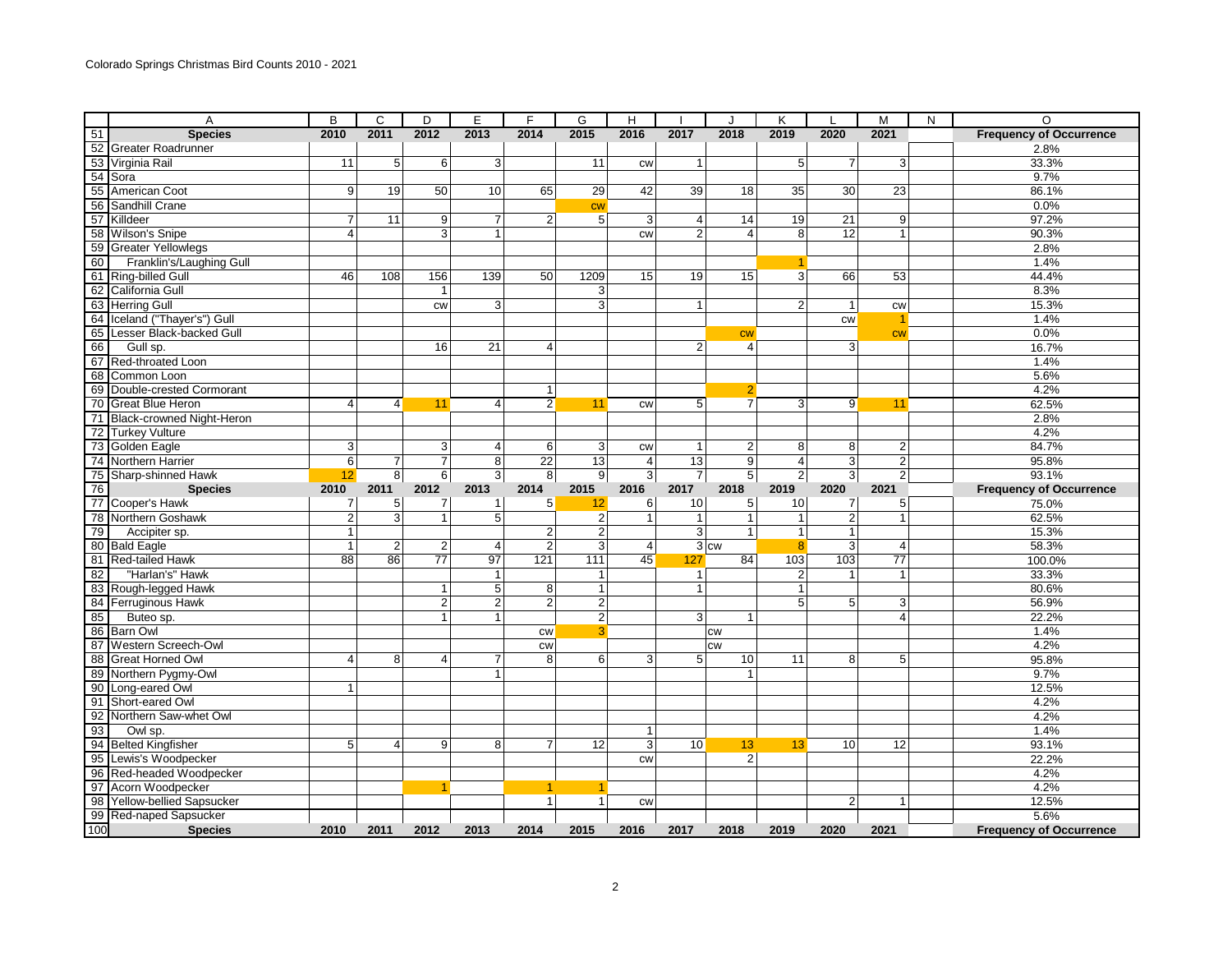Colorado Springs Christmas Bird Counts 2010 - 2021

| | A | B | C | D | E | F | G | H | I | J | K | L | M | N | O |
|---|---|---|---|---|---|---|---|---|---|---|---|---|---|---|---|
| 51 | **Species** | **2010** | **2011** | **2012** | **2013** | **2014** | **2015** | **2016** | **2017** | **2018** | **2019** | **2020** | **2021** | | **Frequency of Occurrence** |
| 52 | Greater Roadrunner | | | | | | | | | | | | | | 2.8% |
| 53 | Virginia Rail | 11 | 5 | 6 | 3 | | 11 | cw | 1 | | 5 | 7 | 3 | | 33.3% |
| 54 | Sora | | | | | | | | | | | | | | 9.7% |
| 55 | American Coot | 9 | 19 | 50 | 10 | 65 | 29 | 42 | 39 | 18 | 35 | 30 | 23 | | 86.1% |
| 56 | Sandhill Crane | | | | | | cw | | | | | | | | 0.0% |
| 57 | Killdeer | 7 | 11 | 9 | 7 | 2 | 5 | 3 | 4 | 14 | 19 | 21 | 9 | | 97.2% |
| 58 | Wilson's Snipe | 4 | | 3 | 1 | | | cw | 2 | 4 | 8 | 12 | 1 | | 90.3% |
| 59 | Greater Yellowlegs | | | | | | | | | | | | | | 2.8% |
| 60 | Franklin's/Laughing Gull | | | | | | | | | | 1 | | | | 1.4% |
| 61 | Ring-billed Gull | 46 | 108 | 156 | 139 | 50 | 1209 | 15 | 19 | 15 | 3 | 66 | 53 | | 44.4% |
| 62 | California Gull | | | 1 | | | 3 | | | | | | | | 8.3% |
| 63 | Herring Gull | | | cw | 3 | | 3 | | 1 | | 2 | 1 | cw | | 15.3% |
| 64 | Iceland ("Thayer's") Gull | | | | | | | | | | | cw | 1 | | 1.4% |
| 65 | Lesser Black-backed Gull | | | | | | | | | cw | | | cw | | 0.0% |
| 66 | Gull sp. | | | 16 | 21 | 4 | | | 2 | 4 | | 3 | | | 16.7% |
| 67 | Red-throated Loon | | | | | | | | | | | | | | 1.4% |
| 68 | Common Loon | | | | | | | | | | | | | | 5.6% |
| 69 | Double-crested Cormorant | | | | | 1 | | | | 2 | | | | | 4.2% |
| 70 | Great Blue Heron | 4 | 4 | 11 | 4 | 2 | 11 | cw | 5 | 7 | 3 | 9 | 11 | | 62.5% |
| 71 | Black-crowned Night-Heron | | | | | | | | | | | | | | 2.8% |
| 72 | Turkey Vulture | | | | | | | | | | | | | | 4.2% |
| 73 | Golden Eagle | 3 | | 3 | 4 | 6 | 3 | cw | 1 | 2 | 8 | 8 | 2 | | 84.7% |
| 74 | Northern Harrier | 6 | 7 | 7 | 8 | 22 | 13 | 4 | 13 | 9 | 4 | 3 | 2 | | 95.8% |
| 75 | Sharp-shinned Hawk | 12 | 8 | 6 | 3 | 8 | 9 | 3 | 7 | 5 | 2 | 3 | 2 | | 93.1% |
| 76 | **Species** | **2010** | **2011** | **2012** | **2013** | **2014** | **2015** | **2016** | **2017** | **2018** | **2019** | **2020** | **2021** | | **Frequency of Occurrence** |
| 77 | Cooper's Hawk | 7 | 5 | 7 | 1 | 5 | 12 | 6 | 10 | 5 | 10 | 7 | 5 | | 75.0% |
| 78 | Northern Goshawk | 2 | 3 | 1 | 5 | | 2 | 1 | 1 | 1 | 1 | 2 | 1 | | 62.5% |
| 79 | Accipiter sp. | 1 | | | | 2 | 2 | | 3 | 1 | 1 | 1 | | | 15.3% |
| 80 | Bald Eagle | 1 | 2 | 2 | 4 | 2 | 3 | 4 | 3 | cw | 8 | 3 | 4 | | 58.3% |
| 81 | Red-tailed Hawk | 88 | 86 | 77 | 97 | 121 | 111 | 45 | 127 | 84 | 103 | 103 | 77 | | 100.0% |
| 82 | "Harlan's" Hawk | | | | 1 | | 1 | | 1 | | 2 | 1 | 1 | | 33.3% |
| 83 | Rough-legged Hawk | | | 1 | 5 | 8 | 1 | | 1 | | 1 | | | | 80.6% |
| 84 | Ferruginous Hawk | | | 2 | 2 | 2 | 2 | | | | 5 | 5 | 3 | | 56.9% |
| 85 | Buteo sp. | | | 1 | 1 | | 2 | | 3 | 1 | | | 4 | | 22.2% |
| 86 | Barn Owl | | | | | cw | 3 | | | cw | | | | | 1.4% |
| 87 | Western Screech-Owl | | | | | cw | | | | cw | | | | | 4.2% |
| 88 | Great Horned Owl | 4 | 8 | 4 | 7 | 8 | 6 | 3 | 5 | 10 | 11 | 8 | 5 | | 95.8% |
| 89 | Northern Pygmy-Owl | | | | 1 | | | | | 1 | | | | | 9.7% |
| 90 | Long-eared Owl | 1 | | | | | | | | | | | | | 12.5% |
| 91 | Short-eared Owl | | | | | | | | | | | | | | 4.2% |
| 92 | Northern Saw-whet Owl | | | | | | | | | | | | | | 4.2% |
| 93 | Owl sp. | | | | | | | 1 | | | | | | | 1.4% |
| 94 | Belted Kingfisher | 5 | 4 | 9 | 8 | 7 | 12 | 3 | 10 | 13 | 13 | 10 | 12 | | 93.1% |
| 95 | Lewis's Woodpecker | | | | | | | cw | | 2 | | | | | 22.2% |
| 96 | Red-headed Woodpecker | | | | | | | | | | | | | | 4.2% |
| 97 | Acorn Woodpecker | | | 1 | | 1 | 1 | | | | | | | | 4.2% |
| 98 | Yellow-bellied Sapsucker | | | | | 1 | 1 | cw | | | | 2 | 1 | | 12.5% |
| 99 | Red-naped Sapsucker | | | | | | | | | | | | | | 5.6% |
| 100 | **Species** | **2010** | **2011** | **2012** | **2013** | **2014** | **2015** | **2016** | **2017** | **2018** | **2019** | **2020** | **2021** | | **Frequency of Occurrence** |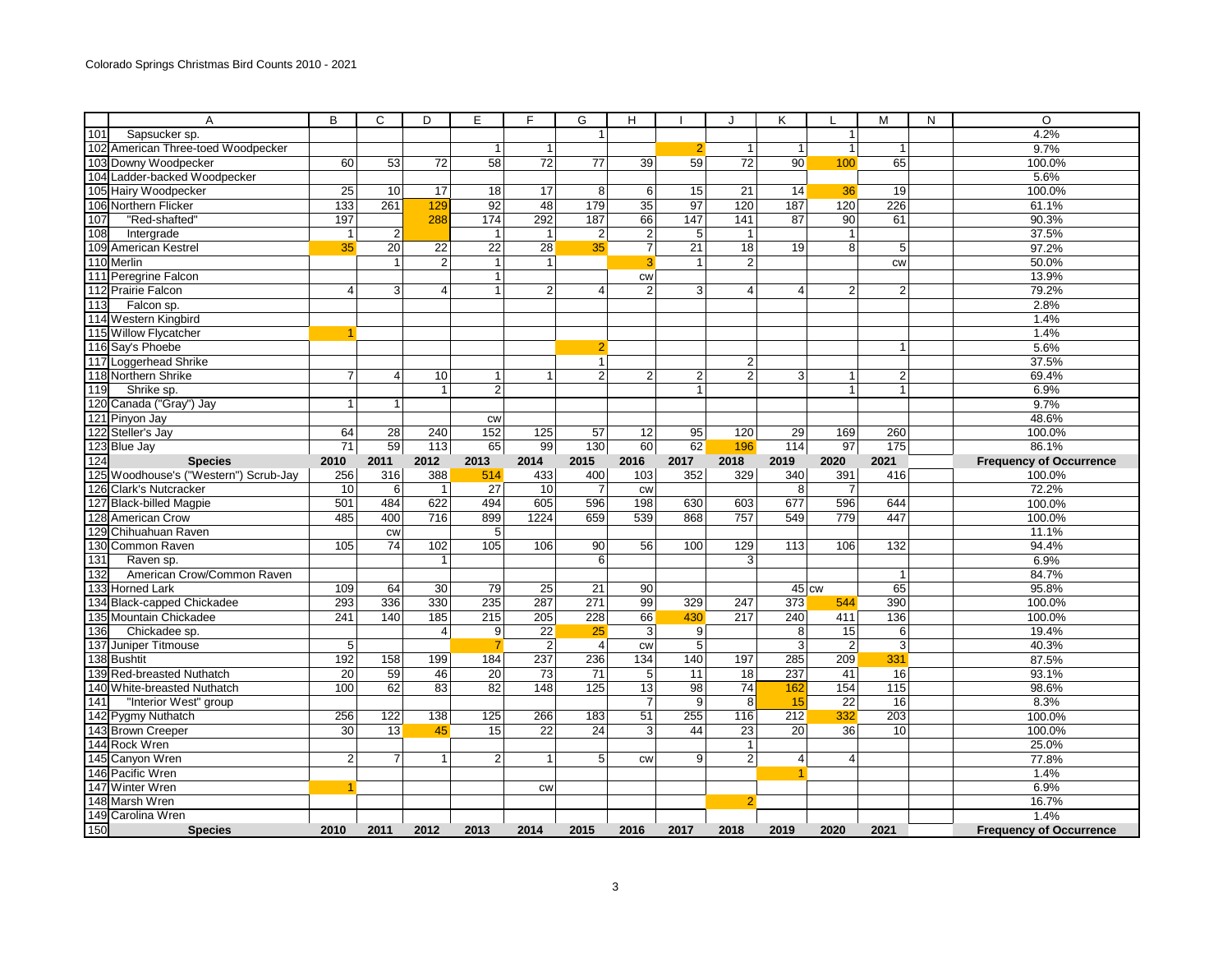Colorado Springs Christmas Bird Counts 2010 - 2021

| | A | B | C | D | E | F | G | H | I | J | K | L | M | N | O |
|---|---|---|---|---|---|---|---|---|---|---|---|---|---|---|---|
| 101 | Sapsucker sp. | | | | | | 1 | | | | | 1 | | | 4.2% |
| 102 | American Three-toed Woodpecker | | | | 1 | 1 | | | 2 | 1 | 1 | 1 | 1 | | 9.7% |
| 103 | Downy Woodpecker | 60 | 53 | 72 | 58 | 72 | 77 | 39 | 59 | 72 | 90 | 100 | 65 | | 100.0% |
| 104 | Ladder-backed Woodpecker | | | | | | | | | | | | | | 5.6% |
| 105 | Hairy Woodpecker | 25 | 10 | 17 | 18 | 17 | 8 | 6 | 15 | 21 | 14 | 36 | 19 | | 100.0% |
| 106 | Northern Flicker | 133 | 261 | 129 | 92 | 48 | 179 | 35 | 97 | 120 | 187 | 120 | 226 | | 61.1% |
| 107 | "Red-shafted" | 197 | | 288 | 174 | 292 | 187 | 66 | 147 | 141 | 87 | 90 | 61 | | 90.3% |
| 108 | Intergrade | 1 | 2 | | 1 | 1 | 2 | 2 | 5 | 1 | | 1 | | | 37.5% |
| 109 | American Kestrel | 35 | 20 | 22 | 22 | 28 | 35 | 7 | 21 | 18 | 19 | 8 | 5 | | 97.2% |
| 110 | Merlin | | 1 | 2 | 1 | 1 | | 3 | 1 | 2 | | | cw | | 50.0% |
| 111 | Peregrine Falcon | | | | 1 | | | cw | | | | | | | 13.9% |
| 112 | Prairie Falcon | 4 | 3 | 4 | 1 | 2 | 4 | 2 | 3 | 4 | 4 | 2 | 2 | | 79.2% |
| 113 | Falcon sp. | | | | | | | | | | | | | | 2.8% |
| 114 | Western Kingbird | | | | | | | | | | | | | | 1.4% |
| 115 | Willow Flycatcher | 1 | | | | | | | | | | | | | 1.4% |
| 116 | Say's Phoebe | | | | | | 2 | | | | | | 1 | | 5.6% |
| 117 | Loggerhead Shrike | | | | | | 1 | | | 2 | | | | | 37.5% |
| 118 | Northern Shrike | 7 | 4 | 10 | 1 | 1 | 2 | 2 | 2 | 2 | 3 | 1 | 2 | | 69.4% |
| 119 | Shrike sp. | | | 1 | 2 | | | | 1 | | | 1 | 1 | | 6.9% |
| 120 | Canada ("Gray") Jay | 1 | 1 | | | | | | | | | | | | 9.7% |
| 121 | Pinyon Jay | | | | cw | | | | | | | | | | 48.6% |
| 122 | Steller's Jay | 64 | 28 | 240 | 152 | 125 | 57 | 12 | 95 | 120 | 29 | 169 | 260 | | 100.0% |
| 123 | Blue Jay | 71 | 59 | 113 | 65 | 99 | 130 | 60 | 62 | 196 | 114 | 97 | 175 | | 86.1% |
| 124 | **Species** | **2010** | **2011** | **2012** | **2013** | **2014** | **2015** | **2016** | **2017** | **2018** | **2019** | **2020** | **2021** | | **Frequency of Occurrence** |
| 125 | Woodhouse's ("Western") Scrub-Jay | 256 | 316 | 388 | 514 | 433 | 400 | 103 | 352 | 329 | 340 | 391 | 416 | | 100.0% |
| 126 | Clark's Nutcracker | 10 | 6 | 1 | 27 | 10 | 7 | cw | | | 8 | 7 | | | 72.2% |
| 127 | Black-billed Magpie | 501 | 484 | 622 | 494 | 605 | 596 | 198 | 630 | 603 | 677 | 596 | 644 | | 100.0% |
| 128 | American Crow | 485 | 400 | 716 | 899 | 1224 | 659 | 539 | 868 | 757 | 549 | 779 | 447 | | 100.0% |
| 129 | Chihuahuan Raven | | cw | | 5 | | | | | | | | | | 11.1% |
| 130 | Common Raven | 105 | 74 | 102 | 105 | 106 | 90 | 56 | 100 | 129 | 113 | 106 | 132 | | 94.4% |
| 131 | Raven sp. | | | 1 | | | 6 | | | 3 | | | | | 6.9% |
| 132 | American Crow/Common Raven | | | | | | | | | | | | 1 | | 84.7% |
| 133 | Horned Lark | 109 | 64 | 30 | 79 | 25 | 21 | 90 | | | 45 | cw | 65 | | 95.8% |
| 134 | Black-capped Chickadee | 293 | 336 | 330 | 235 | 287 | 271 | 99 | 329 | 247 | 373 | 544 | 390 | | 100.0% |
| 135 | Mountain Chickadee | 241 | 140 | 185 | 215 | 205 | 228 | 66 | 430 | 217 | 240 | 411 | 136 | | 100.0% |
| 136 | Chickadee sp. | | | 4 | 9 | 22 | 25 | 3 | 9 | | 8 | 15 | 6 | | 19.4% |
| 137 | Juniper Titmouse | 5 | | | 7 | 2 | 4 | cw | 5 | | 3 | 2 | 3 | | 40.3% |
| 138 | Bushtit | 192 | 158 | 199 | 184 | 237 | 236 | 134 | 140 | 197 | 285 | 209 | 331 | | 87.5% |
| 139 | Red-breasted Nuthatch | 20 | 59 | 46 | 20 | 73 | 71 | 5 | 11 | 18 | 237 | 41 | 16 | | 93.1% |
| 140 | White-breasted Nuthatch | 100 | 62 | 83 | 82 | 148 | 125 | 13 | 98 | 74 | 162 | 154 | 115 | | 98.6% |
| 141 | "Interior West" group | | | | | | | 7 | 9 | 8 | 15 | 22 | 16 | | 8.3% |
| 142 | Pygmy Nuthatch | 256 | 122 | 138 | 125 | 266 | 183 | 51 | 255 | 116 | 212 | 332 | 203 | | 100.0% |
| 143 | Brown Creeper | 30 | 13 | 45 | 15 | 22 | 24 | 3 | 44 | 23 | 20 | 36 | 10 | | 100.0% |
| 144 | Rock Wren | | | | | | | | | 1 | | | | | 25.0% |
| 145 | Canyon Wren | 2 | 7 | 1 | 2 | 1 | 5 | cw | 9 | 2 | 4 | 4 | | | 77.8% |
| 146 | Pacific Wren | | | | | | | | | | 1 | | | | 1.4% |
| 147 | Winter Wren | 1 | | | | cw | | | | | | | | | 6.9% |
| 148 | Marsh Wren | | | | | | | | | 2 | | | | | 16.7% |
| 149 | Carolina Wren | | | | | | | | | | | | | | 1.4% |
| 150 | **Species** | **2010** | **2011** | **2012** | **2013** | **2014** | **2015** | **2016** | **2017** | **2018** | **2019** | **2020** | **2021** | | **Frequency of Occurrence** |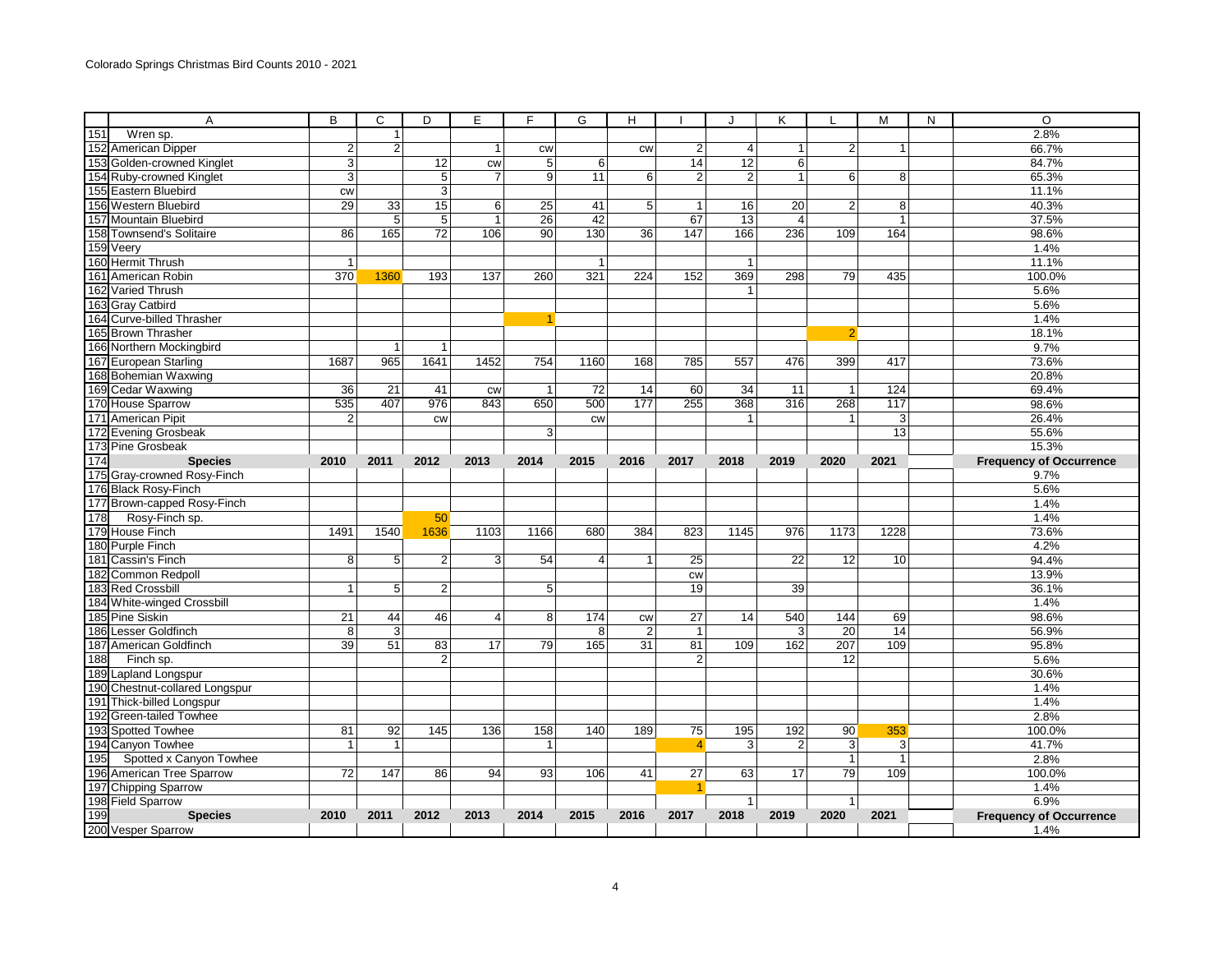Colorado Springs Christmas Bird Counts 2010 - 2021

| | A | B | C | D | E | F | G | H | I | J | K | L | M | N | O |
|---|---|---|---|---|---|---|---|---|---|---|---|---|---|---|---|
| 151 | Wren sp. | | 1 | | | | | | | | | | | | 2.8% |
| 152 | American Dipper | 2 | 2 | | 1 | cw | | cw | 2 | 4 | 1 | 2 | 1 | | 66.7% |
| 153 | Golden-crowned Kinglet | 3 | | 12 | cw | 5 | 6 | | 14 | 12 | 6 | | | | 84.7% |
| 154 | Ruby-crowned Kinglet | 3 | | 5 | 7 | 9 | 11 | 6 | 2 | 2 | 1 | 6 | 8 | | 65.3% |
| 155 | Eastern Bluebird | cw | | 3 | | | | | | | | | | | 11.1% |
| 156 | Western Bluebird | 29 | 33 | 15 | 6 | 25 | 41 | 5 | 1 | 16 | 20 | 2 | 8 | | 40.3% |
| 157 | Mountain Bluebird | | 5 | 5 | 1 | 26 | 42 | | 67 | 13 | 4 | | 1 | | 37.5% |
| 158 | Townsend's Solitaire | 86 | 165 | 72 | 106 | 90 | 130 | 36 | 147 | 166 | 236 | 109 | 164 | | 98.6% |
| 159 | Veery | | | | | | | | | | | | | | 1.4% |
| 160 | Hermit Thrush | 1 | | | | | 1 | | | 1 | | | | | 11.1% |
| 161 | American Robin | 370 | 1360 | 193 | 137 | 260 | 321 | 224 | 152 | 369 | 298 | 79 | 435 | | 100.0% |
| 162 | Varied Thrush | | | | | | | | | 1 | | | | | 5.6% |
| 163 | Gray Catbird | | | | | | | | | | | | | | 5.6% |
| 164 | Curve-billed Thrasher | | | | | 1 | | | | | | | | | 1.4% |
| 165 | Brown Thrasher | | | | | | | | | | | 2 | | | 18.1% |
| 166 | Northern Mockingbird | | 1 | 1 | | | | | | | | | | | 9.7% |
| 167 | European Starling | 1687 | 965 | 1641 | 1452 | 754 | 1160 | 168 | 785 | 557 | 476 | 399 | 417 | | 73.6% |
| 168 | Bohemian Waxwing | | | | | | | | | | | | | | 20.8% |
| 169 | Cedar Waxwing | 36 | 21 | 41 | cw | 1 | 72 | 14 | 60 | 34 | 11 | 1 | 124 | | 69.4% |
| 170 | House Sparrow | 535 | 407 | 976 | 843 | 650 | 500 | 177 | 255 | 368 | 316 | 268 | 117 | | 98.6% |
| 171 | American Pipit | 2 | | cw | | | cw | | | 1 | | 1 | 3 | | 26.4% |
| 172 | Evening Grosbeak | | | | | 3 | | | | | | | 13 | | 55.6% |
| 173 | Pine Grosbeak | | | | | | | | | | | | | | 15.3% |
| 174 | **Species** | **2010** | **2011** | **2012** | **2013** | **2014** | **2015** | **2016** | **2017** | **2018** | **2019** | **2020** | **2021** | | **Frequency of Occurrence** |
| 175 | Gray-crowned Rosy-Finch | | | | | | | | | | | | | | 9.7% |
| 176 | Black Rosy-Finch | | | | | | | | | | | | | | 5.6% |
| 177 | Brown-capped Rosy-Finch | | | | | | | | | | | | | | 1.4% |
| 178 | Rosy-Finch sp. | | | 50 | | | | | | | | | | | 1.4% |
| 179 | House Finch | 1491 | 1540 | 1636 | 1103 | 1166 | 680 | 384 | 823 | 1145 | 976 | 1173 | 1228 | | 73.6% |
| 180 | Purple Finch | | | | | | | | | | | | | | 4.2% |
| 181 | Cassin's Finch | 8 | 5 | 2 | 3 | 54 | 4 | 1 | 25 | | 22 | 12 | 10 | | 94.4% |
| 182 | Common Redpoll | | | | | | | | cw | | | | | | 13.9% |
| 183 | Red Crossbill | 1 | 5 | 2 | | 5 | | | 19 | | 39 | | | | 36.1% |
| 184 | White-winged Crossbill | | | | | | | | | | | | | | 1.4% |
| 185 | Pine Siskin | 21 | 44 | 46 | 4 | 8 | 174 | cw | 27 | 14 | 540 | 144 | 69 | | 98.6% |
| 186 | Lesser Goldfinch | 8 | 3 | | | | 8 | 2 | 1 | | 3 | 20 | 14 | | 56.9% |
| 187 | American Goldfinch | 39 | 51 | 83 | 17 | 79 | 165 | 31 | 81 | 109 | 162 | 207 | 109 | | 95.8% |
| 188 | Finch sp. | | | 2 | | | | | 2 | | | 12 | | | 5.6% |
| 189 | Lapland Longspur | | | | | | | | | | | | | | 30.6% |
| 190 | Chestnut-collared Longspur | | | | | | | | | | | | | | 1.4% |
| 191 | Thick-billed Longspur | | | | | | | | | | | | | | 1.4% |
| 192 | Green-tailed Towhee | | | | | | | | | | | | | | 2.8% |
| 193 | Spotted Towhee | 81 | 92 | 145 | 136 | 158 | 140 | 189 | 75 | 195 | 192 | 90 | 353 | | 100.0% |
| 194 | Canyon Towhee | 1 | 1 | | | 1 | | | 4 | 3 | 2 | 3 | 3 | | 41.7% |
| 195 | Spotted x Canyon Towhee | | | | | | | | | | | 1 | 1 | | 2.8% |
| 196 | American Tree Sparrow | 72 | 147 | 86 | 94 | 93 | 106 | 41 | 27 | 63 | 17 | 79 | 109 | | 100.0% |
| 197 | Chipping Sparrow | | | | | | | | 1 | | | | | | 1.4% |
| 198 | Field Sparrow | | | | | | | | | 1 | | 1 | | | 6.9% |
| 199 | **Species** | **2010** | **2011** | **2012** | **2013** | **2014** | **2015** | **2016** | **2017** | **2018** | **2019** | **2020** | **2021** | | **Frequency of Occurrence** |
| 200 | Vesper Sparrow | | | | | | | | | | | | | | 1.4% |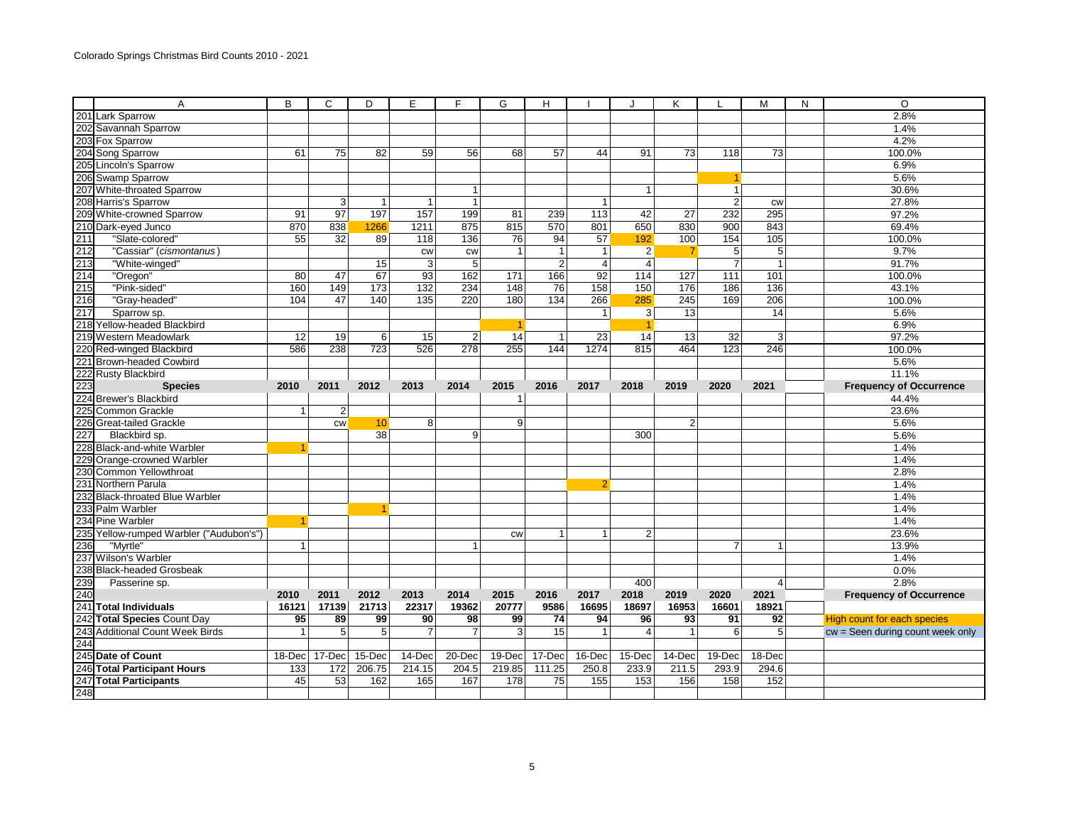Colorado Springs Christmas Bird Counts 2010 - 2021

| | A | B | C | D | E | F | G | H | I | J | K | L | M | N | O |
|---|---|---|---|---|---|---|---|---|---|---|---|---|---|---|---|
| 201 | Lark Sparrow | | | | | | | | | | | | | | 2.8% |
| 202 | Savannah Sparrow | | | | | | | | | | | | | | 1.4% |
| 203 | Fox Sparrow | | | | | | | | | | | | | | 4.2% |
| 204 | Song Sparrow | 61 | 75 | 82 | 59 | 56 | 68 | 57 | 44 | 91 | 73 | 118 | 73 | | 100.0% |
| 205 | Lincoln's Sparrow | | | | | | | | | | | | | | 6.9% |
| 206 | Swamp Sparrow | | | | | | | | | | | 1 | | | 5.6% |
| 207 | White-throated Sparrow | | | | | 1 | | | | 1 | | 1 | | | 30.6% |
| 208 | Harris's Sparrow | | 3 | 1 | 1 | 1 | | | 1 | | | 2 | cw | | 27.8% |
| 209 | White-crowned Sparrow | 91 | 97 | 197 | 157 | 199 | 81 | 239 | 113 | 42 | 27 | 232 | 295 | | 97.2% |
| 210 | Dark-eyed Junco | 870 | 838 | 1266 | 1211 | 875 | 815 | 570 | 801 | 650 | 830 | 900 | 843 | | 69.4% |
| 211 | "Slate-colored" | 55 | 32 | 89 | 118 | 136 | 76 | 94 | 57 | 192 | 100 | 154 | 105 | | 100.0% |
| 212 | "Cassiar" (*cismontanus*) | | | | cw | cw | 1 | 1 | 1 | 2 | 7 | 5 | 5 | | 9.7% |
| 213 | "White-winged" | | | 15 | 3 | 5 | | 2 | 4 | 4 | | 7 | 1 | | 91.7% |
| 214 | "Oregon" | 80 | 47 | 67 | 93 | 162 | 171 | 166 | 92 | 114 | 127 | 111 | 101 | | 100.0% |
| 215 | "Pink-sided" | 160 | 149 | 173 | 132 | 234 | 148 | 76 | 158 | 150 | 176 | 186 | 136 | | 43.1% |
| 216 | "Gray-headed" | 104 | 47 | 140 | 135 | 220 | 180 | 134 | 266 | 285 | 245 | 169 | 206 | | 100.0% |
| 217 | Sparrow sp. | | | | | | | | 1 | 3 | 13 | | 14 | | 5.6% |
| 218 | Yellow-headed Blackbird | | | | | | 1 | | | 1 | | | | | 6.9% |
| 219 | Western Meadowlark | 12 | 19 | 6 | 15 | 2 | 14 | 1 | 23 | 14 | 13 | 32 | 3 | | 97.2% |
| 220 | Red-winged Blackbird | 586 | 238 | 723 | 526 | 278 | 255 | 144 | 1274 | 815 | 464 | 123 | 246 | | 100.0% |
| 221 | Brown-headed Cowbird | | | | | | | | | | | | | | 5.6% |
| 222 | Rusty Blackbird | | | | | | | | | | | | | | 11.1% |
| 223 | **Species** | **2010** | **2011** | **2012** | **2013** | **2014** | **2015** | **2016** | **2017** | **2018** | **2019** | **2020** | **2021** | | **Frequency of Occurrence** |
| 224 | Brewer's Blackbird | | | | | | 1 | | | | | | | | 44.4% |
| 225 | Common Grackle | 1 | 2 | | | | | | | | | | | | 23.6% |
| 226 | Great-tailed Grackle | | cw | 10 | 8 | | 9 | | | | 2 | | | | 5.6% |
| 227 | Blackbird sp. | | | 38 | | 9 | | | | 300 | | | | | 5.6% |
| 228 | Black-and-white Warbler | 1 | | | | | | | | | | | | | 1.4% |
| 229 | Orange-crowned Warbler | | | | | | | | | | | | | | 1.4% |
| 230 | Common Yellowthroat | | | | | | | | | | | | | | 2.8% |
| 231 | Northern Parula | | | | | | | | 2 | | | | | | 1.4% |
| 232 | Black-throated Blue Warbler | | | | | | | | | | | | | | 1.4% |
| 233 | Palm Warbler | | | 1 | | | | | | | | | | | 1.4% |
| 234 | Pine Warbler | 1 | | | | | | | | | | | | | 1.4% |
| 235 | Yellow-rumped Warbler ("Audubon's") | | | | | | cw | 1 | 1 | 2 | | | | | 23.6% |
| 236 | "Myrtle" | 1 | | | | 1 | | | | | | 7 | 1 | | 13.9% |
| 237 | Wilson's Warbler | | | | | | | | | | | | | | 1.4% |
| 238 | Black-headed Grosbeak | | | | | | | | | | | | | | 0.0% |
| 239 | Passerine sp. | | | | | | | | | 400 | | | 4 | | 2.8% |
| 240 | | **2010** | **2011** | **2012** | **2013** | **2014** | **2015** | **2016** | **2017** | **2018** | **2019** | **2020** | **2021** | | **Frequency of Occurrence** |
| 241 | **Total Individuals** | **16121** | **17139** | **21713** | **22317** | **19362** | **20777** | **9586** | **16695** | **18697** | **16953** | **16601** | **18921** | | |
| 242 | **Total Species** Count Day | **95** | **89** | **99** | **90** | **98** | **99** | **74** | **94** | **96** | **93** | **91** | **92** | | High count for each species |
| 243 | Additional Count Week Birds | 1 | 5 | 5 | 7 | 7 | 3 | 15 | 1 | 4 | 1 | 6 | 5 | | cw = Seen during count week only |
| 244 | | | | | | | | | | | | | | | |
| 245 | **Date of Count** | 18-Dec | 17-Dec | 15-Dec | 14-Dec | 20-Dec | 19-Dec | 17-Dec | 16-Dec | 15-Dec | 14-Dec | 19-Dec | 18-Dec | | |
| 246 | **Total Participant Hours** | 133 | 172 | 206.75 | 214.15 | 204.5 | 219.85 | 111.25 | 250.8 | 233.9 | 211.5 | 293.9 | 294.6 | | |
| 247 | **Total Participants** | 45 | 53 | 162 | 165 | 167 | 178 | 75 | 155 | 153 | 156 | 158 | 152 | | |
| 248 | | | | | | | | | | | | | | | |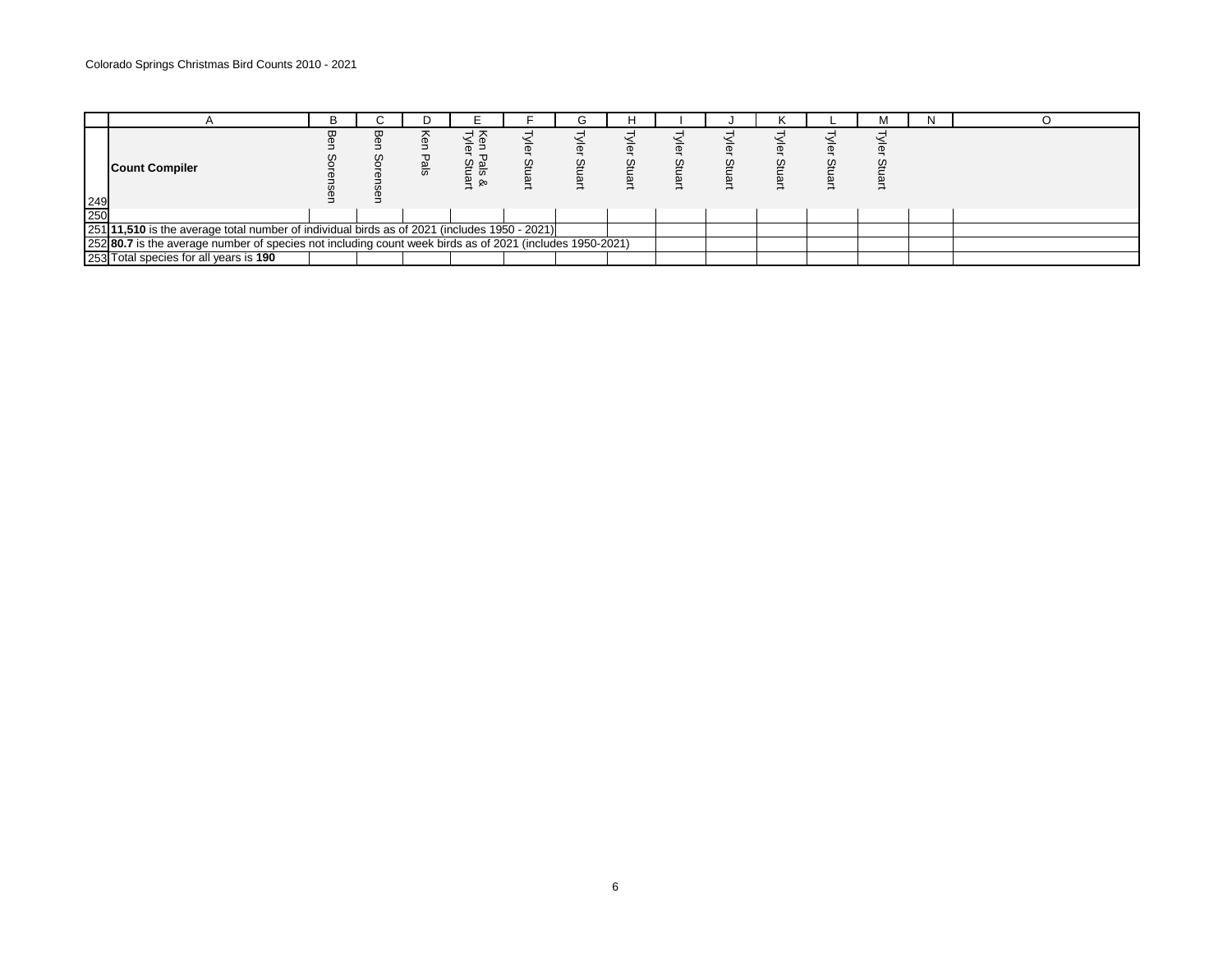Colorado Springs Christmas Bird Counts 2010 - 2021

| | A | B | C | D | E | F | G | H | I | J | K | L | M | N | O |
|---|---|---|---|---|---|---|---|---|---|---|---|---|---|---|---|
| 249 | **Count Compiler** | Ben Sorensen | Ben Sorensen | Ken Pals | Ken Pals & Tyler Stuart | Tyler Stuart | Tyler Stuart | Tyler Stuart | Tyler Stuart | Tyler Stuart | Tyler Stuart | Tyler Stuart | Tyler Stuart | | |
| 250 | | | | | | | | | | | | | | | |
| 251 | **11,510** is the average total number of individual birds as of 2021 (includes 1950 - 2021) | | | | | | | | | | | | | | |
| 252 | **80.7** is the average number of species not including count week birds as of 2021 (includes 1950-2021) | | | | | | | | | | | | | | |
| 253 | Total species for all years is **190** | | | | | | | | | | | | | | |